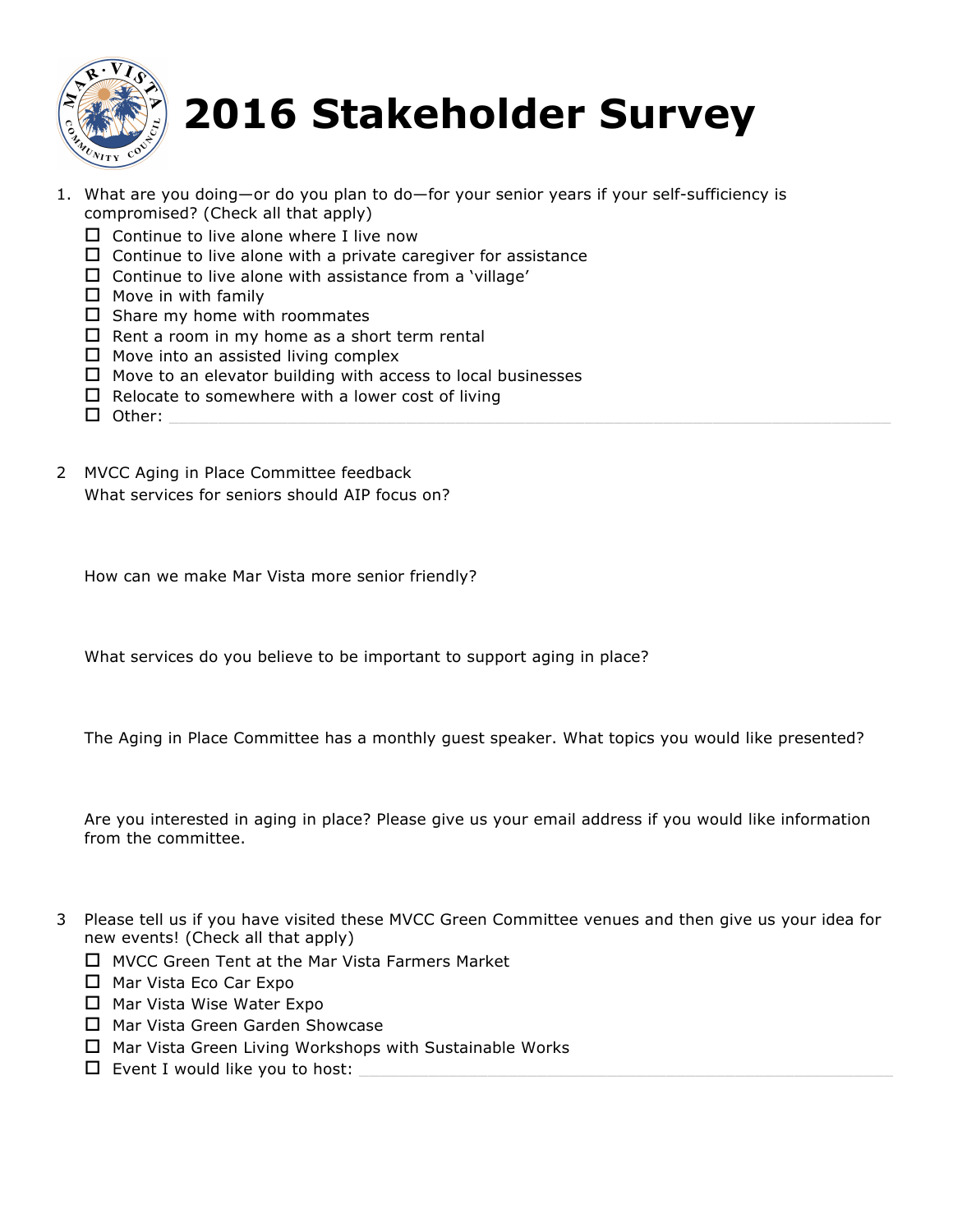# 2016 Stakeholder Survey

1. What are you doing—or do you plan to do—for your senior years if your self-sufficiency is compromised? (Check all that apply)
   - ☐ Continue to live alone where I live now
   - ☐ Continue to live alone with a private caregiver for assistance
   - ☐ Continue to live alone with assistance from a 'village'
   - ☐ Move in with family
   - ☐ Share my home with roommates
   - ☐ Rent a room in my home as a short term rental
   - ☐ Move into an assisted living complex
   - ☐ Move to an elevator building with access to local businesses
   - ☐ Relocate to somewhere with a lower cost of living
   - ☐ Other: ______________________________________________

2. MVCC Aging in Place Committee feedback

   What services for seniors should AIP focus on?

   How can we make Mar Vista more senior friendly?

   What services do you believe to be important to support aging in place?

   The Aging in Place Committee has a monthly guest speaker. What topics you would like presented?

   Are you interested in aging in place? Please give us your email address if you would like information from the committee.

3. Please tell us if you have visited these MVCC Green Committee venues and then give us your idea for new events! (Check all that apply)
   - ☐ MVCC Green Tent at the Mar Vista Farmers Market
   - ☐ Mar Vista Eco Car Expo
   - ☐ Mar Vista Wise Water Expo
   - ☐ Mar Vista Green Garden Showcase
   - ☐ Mar Vista Green Living Workshops with Sustainable Works
   - ☐ Event I would like you to host: ______________________________________________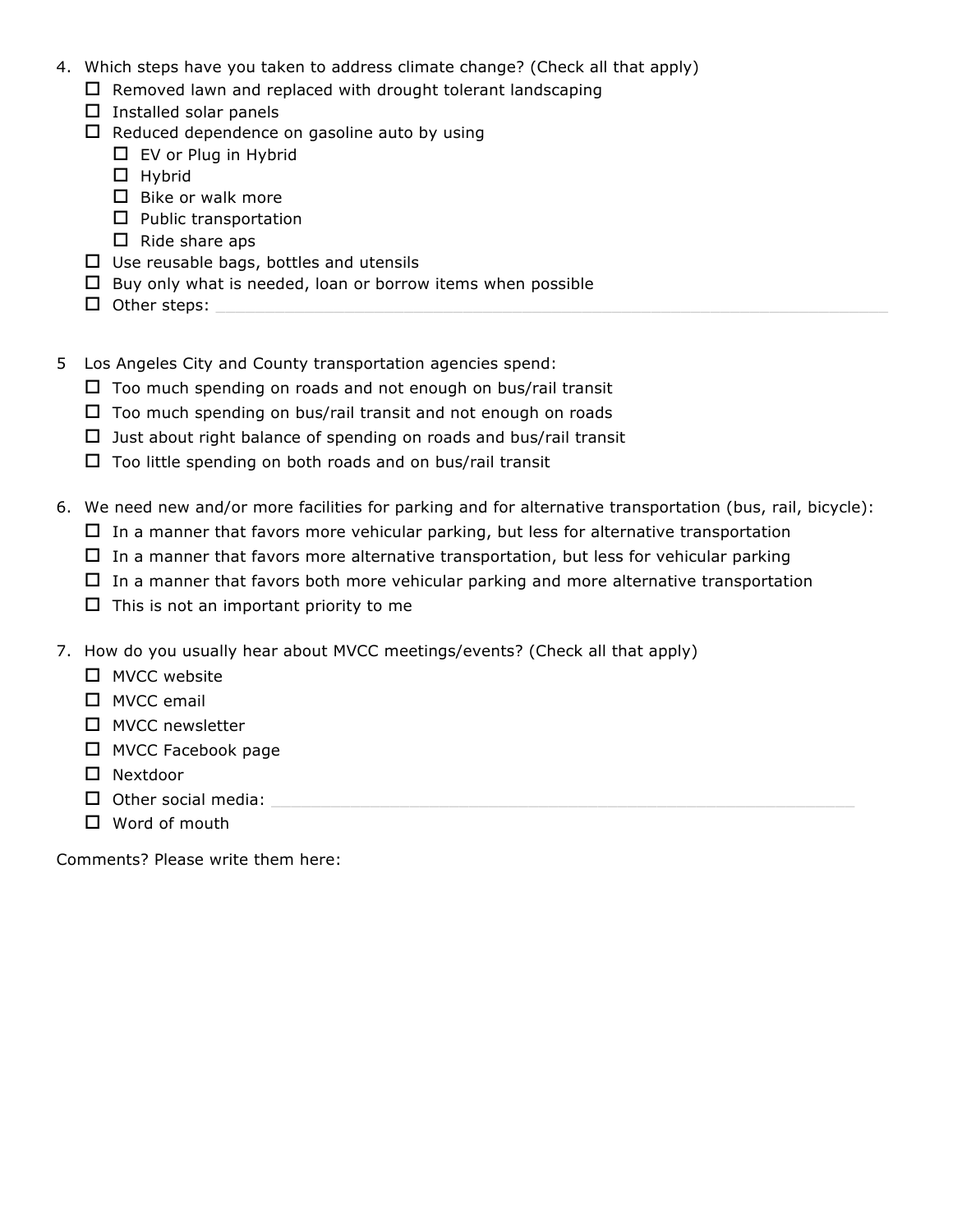4. Which steps have you taken to address climate change? (Check all that apply)
   - ☐ Removed lawn and replaced with drought tolerant landscaping
   - ☐ Installed solar panels
   - ☐ Reduced dependence on gasoline auto by using
     - ☐ EV or Plug in Hybrid
     - ☐ Hybrid
     - ☐ Bike or walk more
     - ☐ Public transportation
     - ☐ Ride share aps
   - ☐ Use reusable bags, bottles and utensils
   - ☐ Buy only what is needed, loan or borrow items when possible
   - ☐ Other steps: ___________________________________________

5 Los Angeles City and County transportation agencies spend:
   - ☐ Too much spending on roads and not enough on bus/rail transit
   - ☐ Too much spending on bus/rail transit and not enough on roads
   - ☐ Just about right balance of spending on roads and bus/rail transit
   - ☐ Too little spending on both roads and on bus/rail transit

6. We need new and/or more facilities for parking and for alternative transportation (bus, rail, bicycle):
   - ☐ In a manner that favors more vehicular parking, but less for alternative transportation
   - ☐ In a manner that favors more alternative transportation, but less for vehicular parking
   - ☐ In a manner that favors both more vehicular parking and more alternative transportation
   - ☐ This is not an important priority to me

7. How do you usually hear about MVCC meetings/events? (Check all that apply)
   - ☐ MVCC website
   - ☐ MVCC email
   - ☐ MVCC newsletter
   - ☐ MVCC Facebook page
   - ☐ Nextdoor
   - ☐ Other social media: ___________________________________________
   - ☐ Word of mouth

Comments? Please write them here: